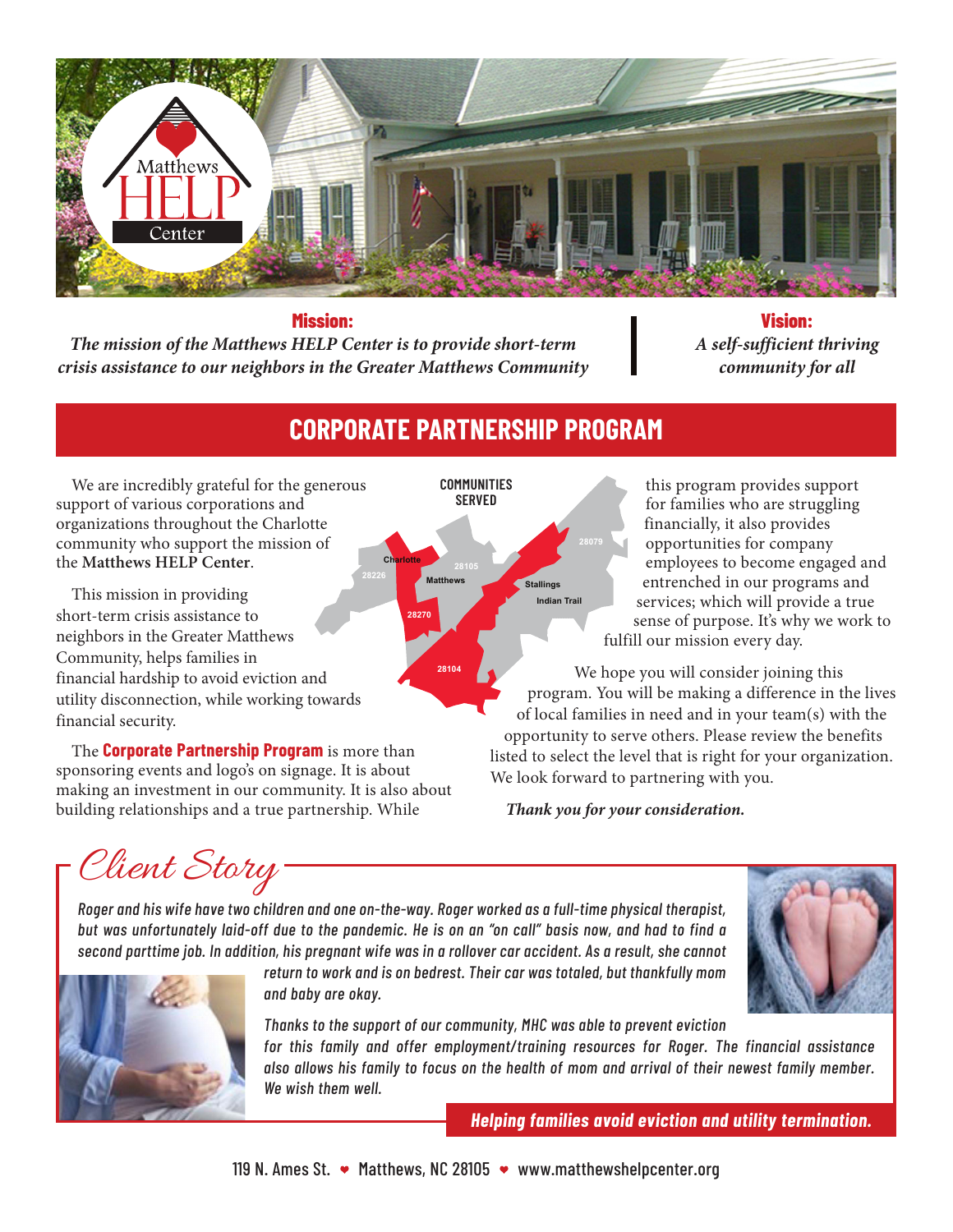Matthews HELP Center

**Mission:**

*The mission of the Matthews HELP Center is to provide short-term crisis assistance to our neighbors in the Greater Matthews Community*

**Vision:**

*A self-sufficient thriving community for all*

## CORPORATE PARTNERSHIP PROGRAM

We are incredibly grateful for the generous support of various corporations and organizations throughout the Charlotte community who support the mission of the **Matthews HELP Center**.

This mission in providing short-term crisis assistance to neighbors in the Greater Matthews Community, helps families in financial hardship to avoid eviction and utility disconnection, while working towards financial security.

The **Corporate Partnership Program** is more than sponsoring events and logo's on signage. It is about making an investment in our community. It is also about building relationships and a true partnership. While this program provides support for families who are struggling financially, it also provides opportunities for company employees to become engaged and entrenched in our programs and services; which will provide a true sense of purpose. It's why we work to fulfill our mission every day.

We hope you will consider joining this program. You will be making a difference in the lives of local families in need and in your team(s) with the opportunity to serve others. Please review the benefits listed to select the level that is right for your organization. We look forward to partnering with you.

***Thank you for your consideration.***

**COMMUNITIES SERVED**

Charlotte, 28226, 28105, Matthews, 28270, 28079, Stallings, Indian Trail, 28104

## Client Story

*Roger and his wife have two children and one on-the-way. Roger worked as a full-time physical therapist, but was unfortunately laid-off due to the pandemic. He is on an "on call" basis now, and had to find a second parttime job. In addition, his pregnant wife was in a rollover car accident. As a result, she cannot return to work and is on bedrest. Their car was totaled, but thankfully mom and baby are okay.*

*Thanks to the support of our community, MHC was able to prevent eviction for this family and offer employment/training resources for Roger. The financial assistance also allows his family to focus on the health of mom and arrival of their newest family member. We wish them well.*

***Helping families avoid eviction and utility termination.***

119 N. Ames St. ❤ Matthews, NC 28105 ❤ www.matthewshelpcenter.org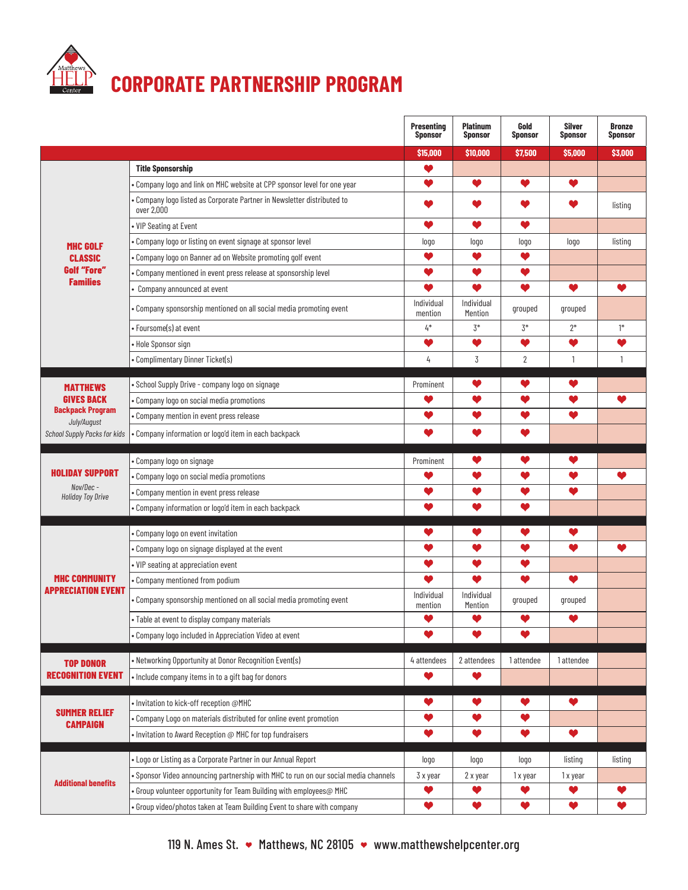# CORPORATE PARTNERSHIP PROGRAM

| | | Presenting Sponsor | Platinum Sponsor | Gold Sponsor | Silver Sponsor | Bronze Sponsor |
|---|---|---|---|---|---|---|
| | | $15,000 | $10,000 | $7,500 | $5,000 | $3,000 |
| **MHC GOLF CLASSIC Golf "Fore" Families** | **Title Sponsorship** | ❤ | | | | |
| | • Company logo and link on MHC website at CPP sponsor level for one year | ❤ | ❤ | ❤ | ❤ | |
| | • Company logo listed as Corporate Partner in Newsletter distributed to over 2,000 | ❤ | ❤ | ❤ | ❤ | listing |
| | • VIP Seating at Event | ❤ | ❤ | ❤ | | |
| | • Company logo or listing on event signage at sponsor level | logo | logo | logo | logo | listing |
| | • Company logo on Banner ad on Website promoting golf event | ❤ | ❤ | ❤ | | |
| | • Company mentioned in event press release at sponsorship level | ❤ | ❤ | ❤ | | |
| | • Company announced at event | ❤ | ❤ | ❤ | ❤ | ❤ |
| | • Company sponsorship mentioned on all social media promoting event | Individual mention | Individual Mention | grouped | grouped | |
| | • Foursome(s) at event | 4* | 3* | 3* | 2* | 1* |
| | • Hole Sponsor sign | ❤ | ❤ | ❤ | ❤ | ❤ |
| | • Complimentary Dinner Ticket(s) | 4 | 3 | 2 | 1 | 1 |
| **MATTHEWS GIVES BACK Backpack Program** *July/August* *School Supply Packs for kids* | • School Supply Drive - company logo on signage | Prominent | ❤ | ❤ | ❤ | |
| | • Company logo on social media promotions | ❤ | ❤ | ❤ | ❤ | ❤ |
| | • Company mention in event press release | ❤ | ❤ | ❤ | ❤ | |
| | • Company information or logo'd item in each backpack | ❤ | ❤ | ❤ | | |
| **HOLIDAY SUPPORT** *Nov/Dec - Holiday Toy Drive* | • Company logo on signage | Prominent | ❤ | ❤ | ❤ | |
| | • Company logo on social media promotions | ❤ | ❤ | ❤ | ❤ | ❤ |
| | • Company mention in event press release | ❤ | ❤ | ❤ | ❤ | |
| | • Company information or logo'd item in each backpack | ❤ | ❤ | ❤ | | |
| **MHC COMMUNITY APPRECIATION EVENT** | • Company logo on event invitation | ❤ | ❤ | ❤ | ❤ | |
| | • Company logo on signage displayed at the event | ❤ | ❤ | ❤ | ❤ | ❤ |
| | • VIP seating at appreciation event | ❤ | ❤ | ❤ | | |
| | • Company mentioned from podium | ❤ | ❤ | ❤ | ❤ | |
| | • Company sponsorship mentioned on all social media promoting event | Individual mention | Individual Mention | grouped | grouped | |
| | • Table at event to display company materials | ❤ | ❤ | ❤ | ❤ | |
| | • Company logo included in Appreciation Video at event | ❤ | ❤ | ❤ | | |
| **TOP DONOR RECOGNITION EVENT** | • Networking Opportunity at Donor Recognition Event(s) | 4 attendees | 2 attendees | 1 attendee | 1 attendee | |
| | • Include company items in to a gift bag for donors | ❤ | ❤ | | | |
| **SUMMER RELIEF CAMPAIGN** | • Invitation to kick-off reception @MHC | ❤ | ❤ | ❤ | ❤ | |
| | • Company Logo on materials distributed for online event promotion | ❤ | ❤ | ❤ | | |
| | • Invitation to Award Reception @ MHC for top fundraisers | ❤ | ❤ | ❤ | ❤ | |
| **Additional benefits** | • Logo or Listing as a Corporate Partner in our Annual Report | logo | logo | logo | listing | listing |
| | • Sponsor Video announcing partnership with MHC to run on our social media channels | 3 x year | 2 x year | 1 x year | 1 x year | |
| | • Group volunteer opportunity for Team Building with employees@ MHC | ❤ | ❤ | ❤ | ❤ | ❤ |
| | • Group video/photos taken at Team Building Event to share with company | ❤ | ❤ | ❤ | ❤ | ❤ |

119 N. Ames St. ❤ Matthews, NC 28105 ❤ www.matthewshelpcenter.org